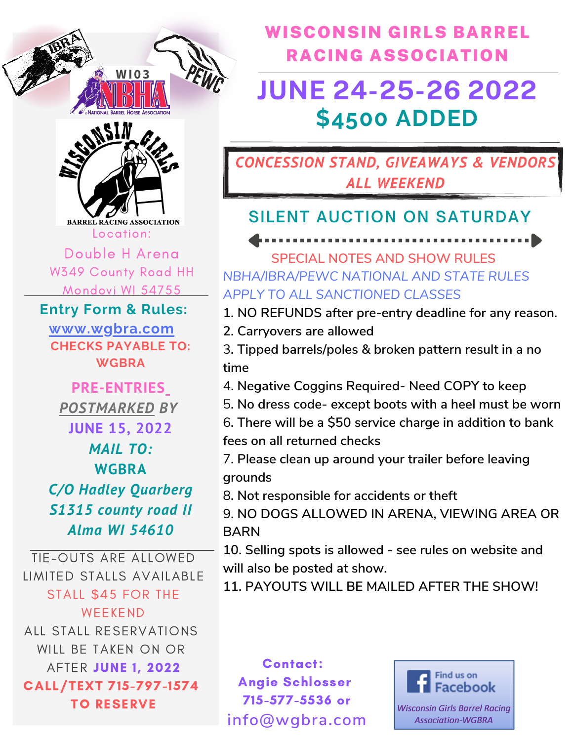# WISCONSIN GIRLS BARREL RACING ASSOCIATION

## JUNE 24-25-26 2022

## $4500 ADDED

***CONCESSION STAND, GIVEAWAYS & VENDORS ALL WEEKEND***

### SILENT AUCTION ON SATURDAY

Location:
Double H Arena
W349 County Road HH
Mondovi WI 54755

**Entry Form & Rules:**
**www.wgbra.com**

**CHECKS PAYABLE TO: WGBRA**

**PRE-ENTRIES *POSTMARKED* BY JUNE 15, 2022**

***MAIL TO:***
**WGBRA**
***C/O Hadley Quarberg***
***S1315 county road II***
***Alma WI 54610***

TIE-OUTS ARE ALLOWED
LIMITED STALLS AVAILABLE
STALL $45 FOR THE WEEKEND
ALL STALL RESERVATIONS WILL BE TAKEN ON OR AFTER **JUNE 1, 2022**
**CALL/TEXT 715-797-1574 TO RESERVE**

SPECIAL NOTES AND SHOW RULES

*NBHA/IBRA/PEWC NATIONAL AND STATE RULES APPLY TO ALL SANCTIONED CLASSES*

1. NO REFUNDS after pre-entry deadline for any reason.
2. Carryovers are allowed
3. Tipped barrels/poles & broken pattern result in a no time
4. Negative Coggins Required- Need COPY to keep
5. No dress code- except boots with a heel must be worn
6. There will be a $50 service charge in addition to bank fees on all returned checks
7. Please clean up around your trailer before leaving grounds
8. Not responsible for accidents or theft
9. NO DOGS ALLOWED IN ARENA, VIEWING AREA OR BARN
10. Selling spots is allowed - see rules on website and will also be posted at show.
11. PAYOUTS WILL BE MAILED AFTER THE SHOW!

**Contact:**
**Angie Schlosser**
**715-577-5536 or**
info@wgbra.com

Find us on Facebook
*Wisconsin Girls Barrel Racing Association-WGBRA*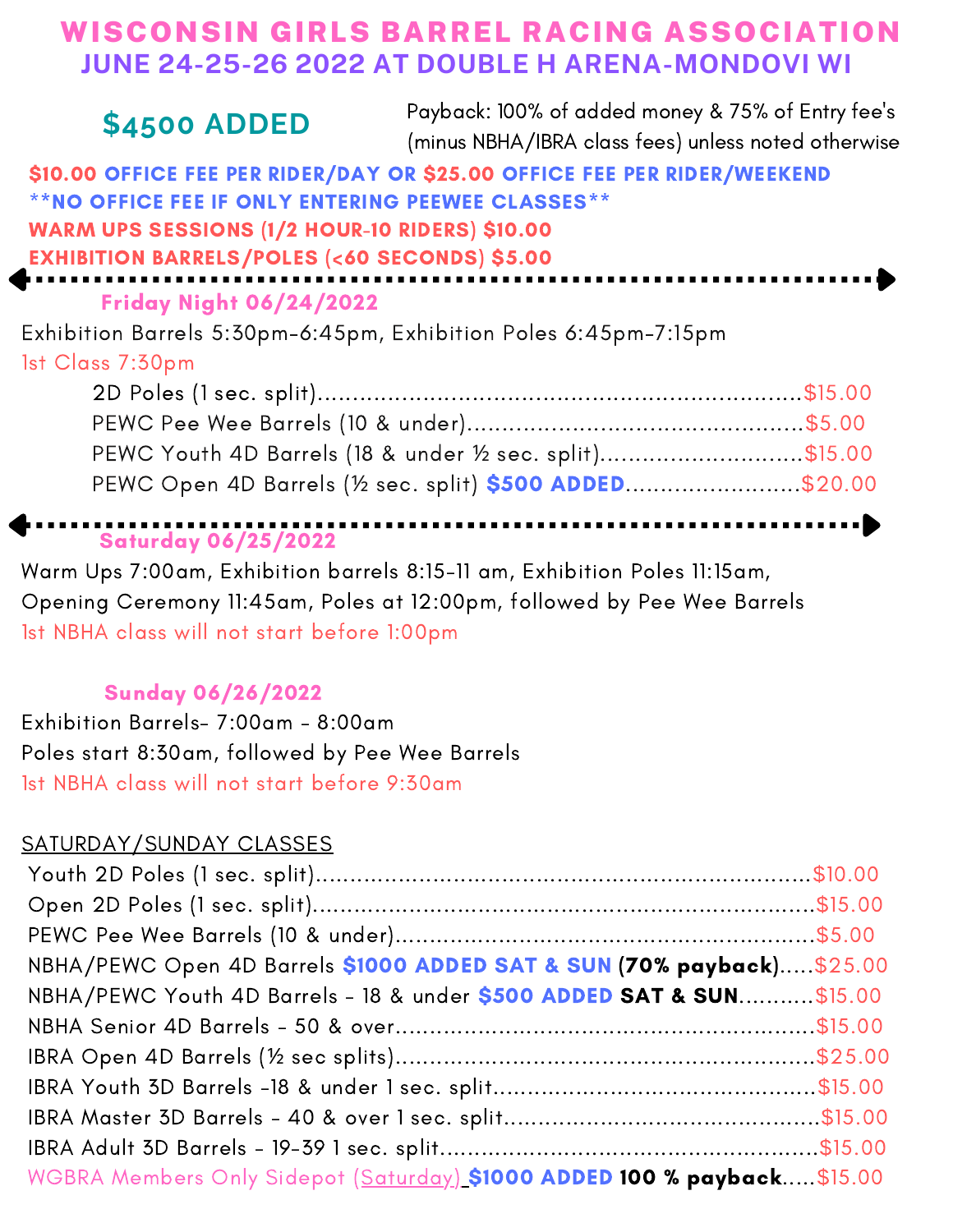# WISCONSIN GIRLS BARREL RACING ASSOCIATION

## JUNE 24-25-26 2022 AT DOUBLE H ARENA-MONDOVI WI

**$4500 ADDED**

Payback: 100% of added money & 75% of Entry fee's (minus NBHA/IBRA class fees) unless noted otherwise

**$10.00 OFFICE FEE PER RIDER/DAY OR $25.00 OFFICE FEE PER RIDER/WEEKEND**

****NO OFFICE FEE IF ONLY ENTERING PEEWEE CLASSES****

**WARM UPS SESSIONS (1/2 HOUR-10 RIDERS) $10.00**

**EXHIBITION BARRELS/POLES (<60 SECONDS) $5.00**

---

### Friday Night 06/24/2022

Exhibition Barrels 5:30pm-6:45pm, Exhibition Poles 6:45pm-7:15pm

1st Class 7:30pm

- 2D Poles (1 sec. split)....................$15.00
- PEWC Pee Wee Barrels (10 & under)....................$5.00
- PEWC Youth 4D Barrels (18 & under ½ sec. split)....................$15.00
- PEWC Open 4D Barrels (½ sec. split) **$500 ADDED**....................$20.00

---

### Saturday 06/25/2022

Warm Ups 7:00am, Exhibition barrels 8:15-11 am, Exhibition Poles 11:15am, Opening Ceremony 11:45am, Poles at 12:00pm, followed by Pee Wee Barrels

1st NBHA class will not start before 1:00pm

### Sunday 06/26/2022

Exhibition Barrels- 7:00am - 8:00am

Poles start 8:30am, followed by Pee Wee Barrels

1st NBHA class will not start before 9:30am

SATURDAY/SUNDAY CLASSES

- Youth 2D Poles (1 sec. split)....................$10.00
- Open 2D Poles (1 sec. split)....................$15.00
- PEWC Pee Wee Barrels (10 & under)....................$5.00
- NBHA/PEWC Open 4D Barrels **$1000 ADDED SAT & SUN (70% payback)**.....$25.00
- NBHA/PEWC Youth 4D Barrels - 18 & under **$500 ADDED SAT & SUN**..........$15.00
- NBHA Senior 4D Barrels - 50 & over....................$15.00
- IBRA Open 4D Barrels (½ sec splits)....................$25.00
- IBRA Youth 3D Barrels -18 & under 1 sec. split....................$15.00
- IBRA Master 3D Barrels - 40 & over 1 sec. split....................$15.00
- IBRA Adult 3D Barrels - 19-39 1 sec. split....................$15.00
- WGBRA Members Only Sidepot (Saturday) **$1000 ADDED 100 % payback**.....$15.00